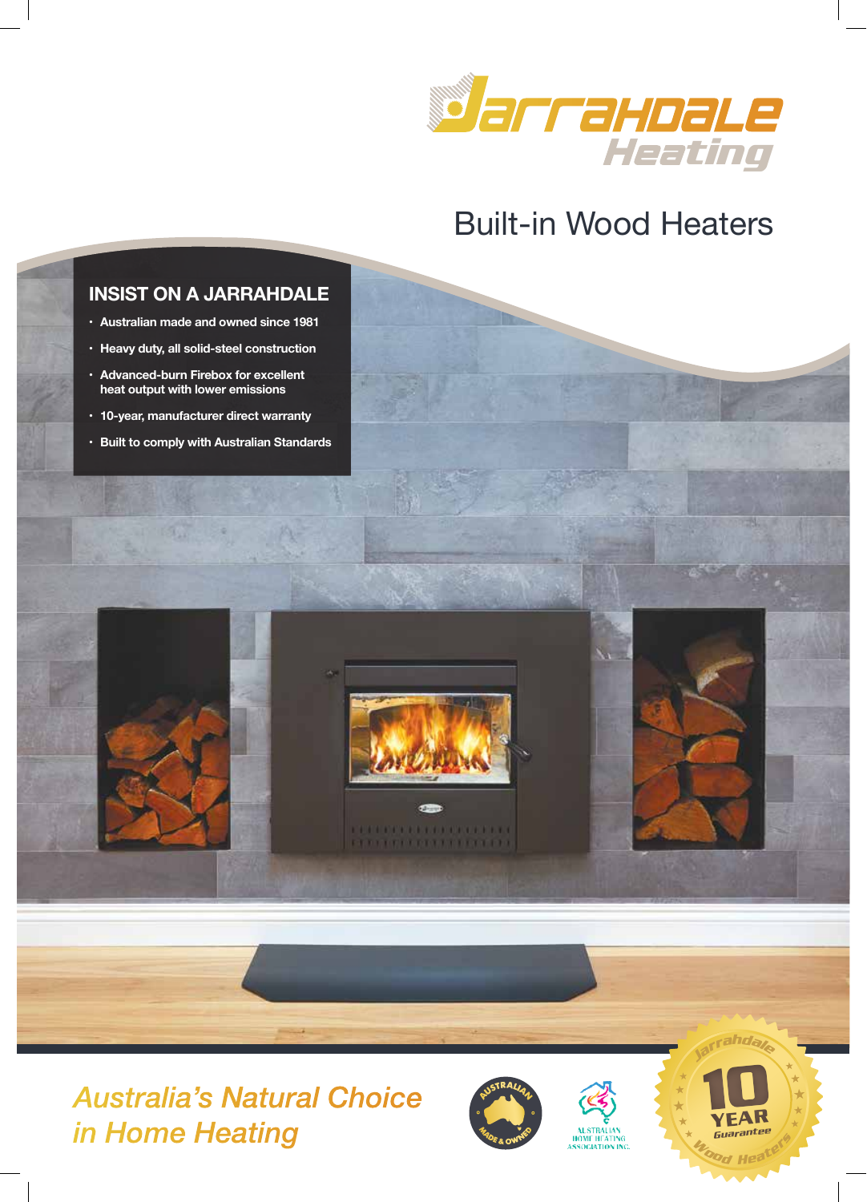# Jarrahdale Heating

## Built-in Wood Heaters

### INSIST ON A JARRAHDALE

- Australian made and owned since 1981
- Heavy duty, all solid-steel construction
- Advanced-burn Firebox for excellent heat output with lower emissions
- 10-year, manufacturer direct warranty
- Built to comply with Australian Standards

*Australia's Natural Choice in Home Heating*

Australian Made & Owned

Australian Home Heating Association Inc.

Jarrahdale 10 Year Guarantee Wood Heaters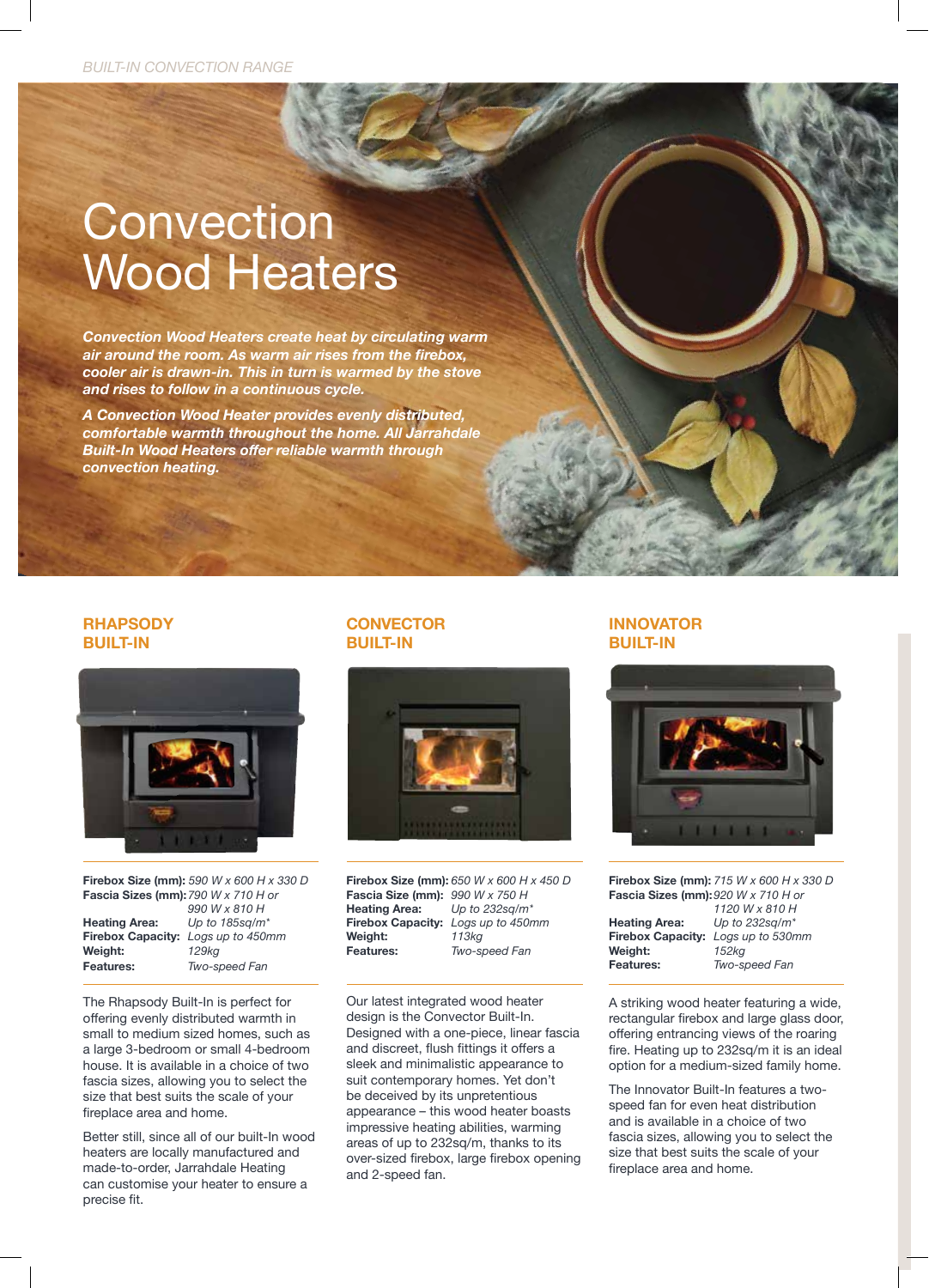*BUILT-IN CONVECTION RANGE*

# Convection Wood Heaters

***Convection Wood Heaters create heat by circulating warm air around the room. As warm air rises from the firebox, cooler air is drawn-in. This in turn is warmed by the stove and rises to follow in a continuous cycle.***

***A Convection Wood Heater provides evenly distributed, comfortable warmth throughout the home. All Jarrahdale Built-In Wood Heaters offer reliable warmth through convection heating.***

## RHAPSODY BUILT-IN

**Firebox Size (mm):** *590 W x 600 H x 330 D*
**Fascia Sizes (mm):** *790 W x 710 H or 990 W x 810 H*
**Heating Area:** *Up to 185sq/m\**
**Firebox Capacity:** *Logs up to 450mm*
**Weight:** *129kg*
**Features:** *Two-speed Fan*

The Rhapsody Built-In is perfect for offering evenly distributed warmth in small to medium sized homes, such as a large 3-bedroom or small 4-bedroom house. It is available in a choice of two fascia sizes, allowing you to select the size that best suits the scale of your fireplace area and home.

Better still, since all of our built-In wood heaters are locally manufactured and made-to-order, Jarrahdale Heating can customise your heater to ensure a precise fit.

## CONVECTOR BUILT-IN

**Firebox Size (mm):** *650 W x 600 H x 450 D*
**Fascia Size (mm):** *990 W x 750 H*
**Heating Area:** *Up to 232sq/m\**
**Firebox Capacity:** *Logs up to 450mm*
**Weight:** *113kg*
**Features:** *Two-speed Fan*

Our latest integrated wood heater design is the Convector Built-In. Designed with a one-piece, linear fascia and discreet, flush fittings it offers a sleek and minimalistic appearance to suit contemporary homes. Yet don't be deceived by its unpretentious appearance – this wood heater boasts impressive heating abilities, warming areas of up to 232sq/m, thanks to its over-sized firebox, large firebox opening and 2-speed fan.

## INNOVATOR BUILT-IN

**Firebox Size (mm):** *715 W x 600 H x 330 D*
**Fascia Sizes (mm):** *920 W x 710 H or 1120 W x 810 H*
**Heating Area:** *Up to 232sq/m\**
**Firebox Capacity:** *Logs up to 530mm*
**Weight:** *152kg*
**Features:** *Two-speed Fan*

A striking wood heater featuring a wide, rectangular firebox and large glass door, offering entrancing views of the roaring fire. Heating up to 232sq/m it is an ideal option for a medium-sized family home.

The Innovator Built-In features a two-speed fan for even heat distribution and is available in a choice of two fascia sizes, allowing you to select the size that best suits the scale of your fireplace area and home.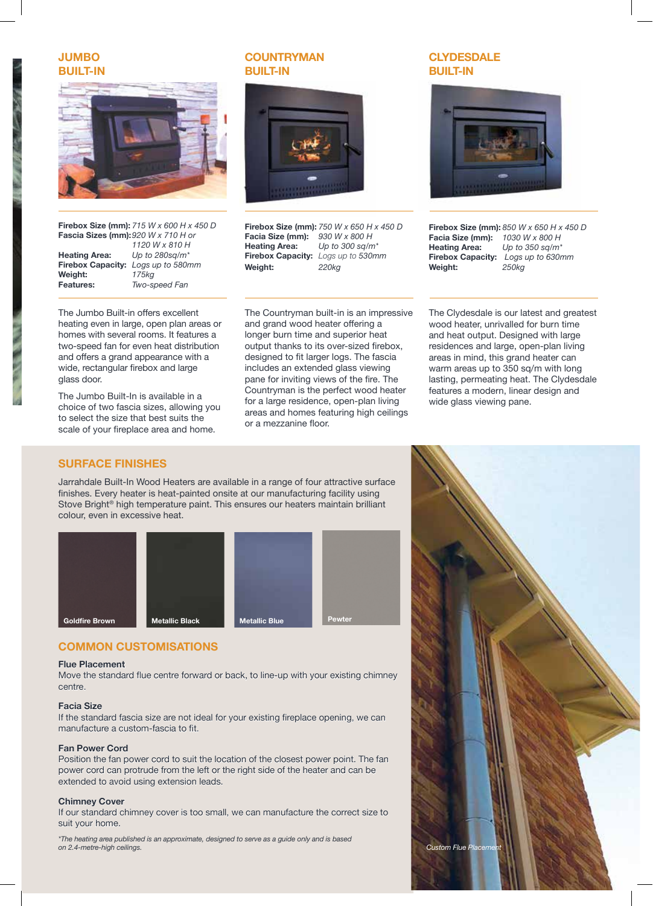## JUMBO BUILT-IN

**Firebox Size (mm):** *715 W x 600 H x 450 D*
**Fascia Sizes (mm):** *920 W x 710 H or 1120 W x 810 H*
**Heating Area:** *Up to 280sq/m**
**Firebox Capacity:** *Logs up to 580mm*
**Weight:** *175kg*
**Features:** *Two-speed Fan*

The Jumbo Built-in offers excellent heating even in large, open plan areas or homes with several rooms. It features a two-speed fan for even heat distribution and offers a grand appearance with a wide, rectangular firebox and large glass door.

The Jumbo Built-In is available in a choice of two fascia sizes, allowing you to select the size that best suits the scale of your fireplace area and home.

## COUNTRYMAN BUILT-IN

**Firebox Size (mm):** *750 W x 650 H x 450 D*
**Facia Size (mm):** *930 W x 800 H*
**Heating Area:** *Up to 300 sq/m**
**Firebox Capacity:** *Logs up to 530mm*
**Weight:** *220kg*

The Countryman built-in is an impressive and grand wood heater offering a longer burn time and superior heat output thanks to its over-sized firebox, designed to fit larger logs. The fascia includes an extended glass viewing pane for inviting views of the fire. The Countryman is the perfect wood heater for a large residence, open-plan living areas and homes featuring high ceilings or a mezzanine floor.

## CLYDESDALE BUILT-IN

**Firebox Size (mm):** *850 W x 650 H x 450 D*
**Facia Size (mm):** *1030 W x 800 H*
**Heating Area:** *Up to 350 sq/m**
**Firebox Capacity:** *Logs up to 630mm*
**Weight:** *250kg*

The Clydesdale is our latest and greatest wood heater, unrivalled for burn time and heat output. Designed with large residences and large, open-plan living areas in mind, this grand heater can warm areas up to 350 sq/m with long lasting, permeating heat. The Clydesdale features a modern, linear design and wide glass viewing pane.

## SURFACE FINISHES

Jarrahdale Built-In Wood Heaters are available in a range of four attractive surface finishes. Every heater is heat-painted onsite at our manufacturing facility using Stove Bright® high temperature paint. This ensures our heaters maintain brilliant colour, even in excessive heat.

Goldfire Brown | Metallic Black | Metallic Blue | Pewter

## COMMON CUSTOMISATIONS

**Flue Placement**
Move the standard flue centre forward or back, to line-up with your existing chimney centre.

**Facia Size**
If the standard fascia size are not ideal for your existing fireplace opening, we can manufacture a custom-fascia to fit.

**Fan Power Cord**
Position the fan power cord to suit the location of the closest power point. The fan power cord can protrude from the left or the right side of the heater and can be extended to avoid using extension leads.

**Chimney Cover**
If our standard chimney cover is too small, we can manufacture the correct size to suit your home.

*\*The heating area published is an approximate, designed to serve as a guide only and is based on 2.4-metre-high ceilings.*

*Custom Flue Placement*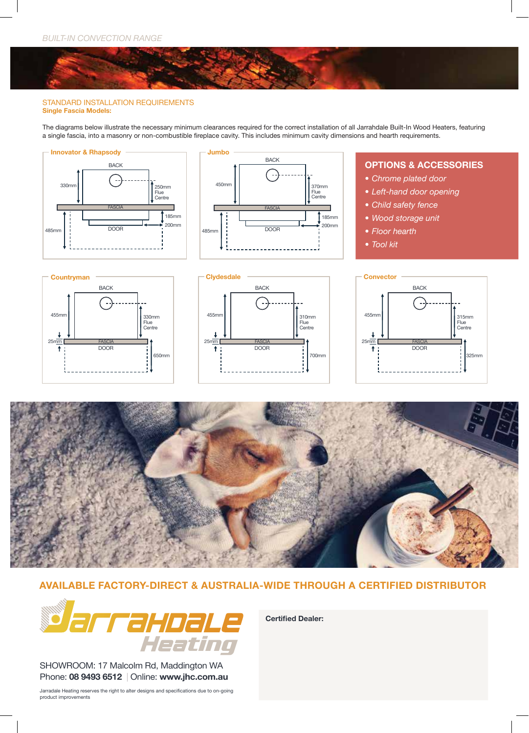BUILT-IN CONVECTION RANGE

## STANDARD INSTALLATION REQUIREMENTS

**Single Fascia Models:**

The diagrams below illustrate the necessary minimum clearances required for the correct installation of all Jarrahdale Built-In Wood Heaters, featuring a single fascia, into a masonry or non-combustible fireplace cavity. This includes minimum cavity dimensions and hearth requirements.

### Innovator & Rhapsody

BACK
330mm
250mm Flue Centre
FASCIA
185mm
200mm
DOOR
485mm

### Jumbo

BACK
450mm
370mm Flue Centre
FASCIA
185mm
200mm
DOOR
485mm

## OPTIONS & ACCESSORIES

- *Chrome plated door*
- *Left-hand door opening*
- *Child safety fence*
- *Wood storage unit*
- *Floor hearth*
- *Tool kit*

### Countryman

BACK
455mm
330mm Flue Centre
25mm
FASCIA
DOOR
650mm

### Clydesdale

BACK
455mm
310mm Flue Centre
25mm
FASCIA
DOOR
700mm

### Convector

BACK
455mm
315mm Flue Centre
25mm
FASCIA
DOOR
325mm

## AVAILABLE FACTORY-DIRECT & AUSTRALIA-WIDE THROUGH A CERTIFIED DISTRIBUTOR

Jarrahdale Heating

SHOWROOM: 17 Malcolm Rd, Maddington WA
Phone: **08 9493 6512** | Online: **www.jhc.com.au**

Jarradale Heating reserves the right to alter designs and specifications due to on-going product improvements

**Certified Dealer:**